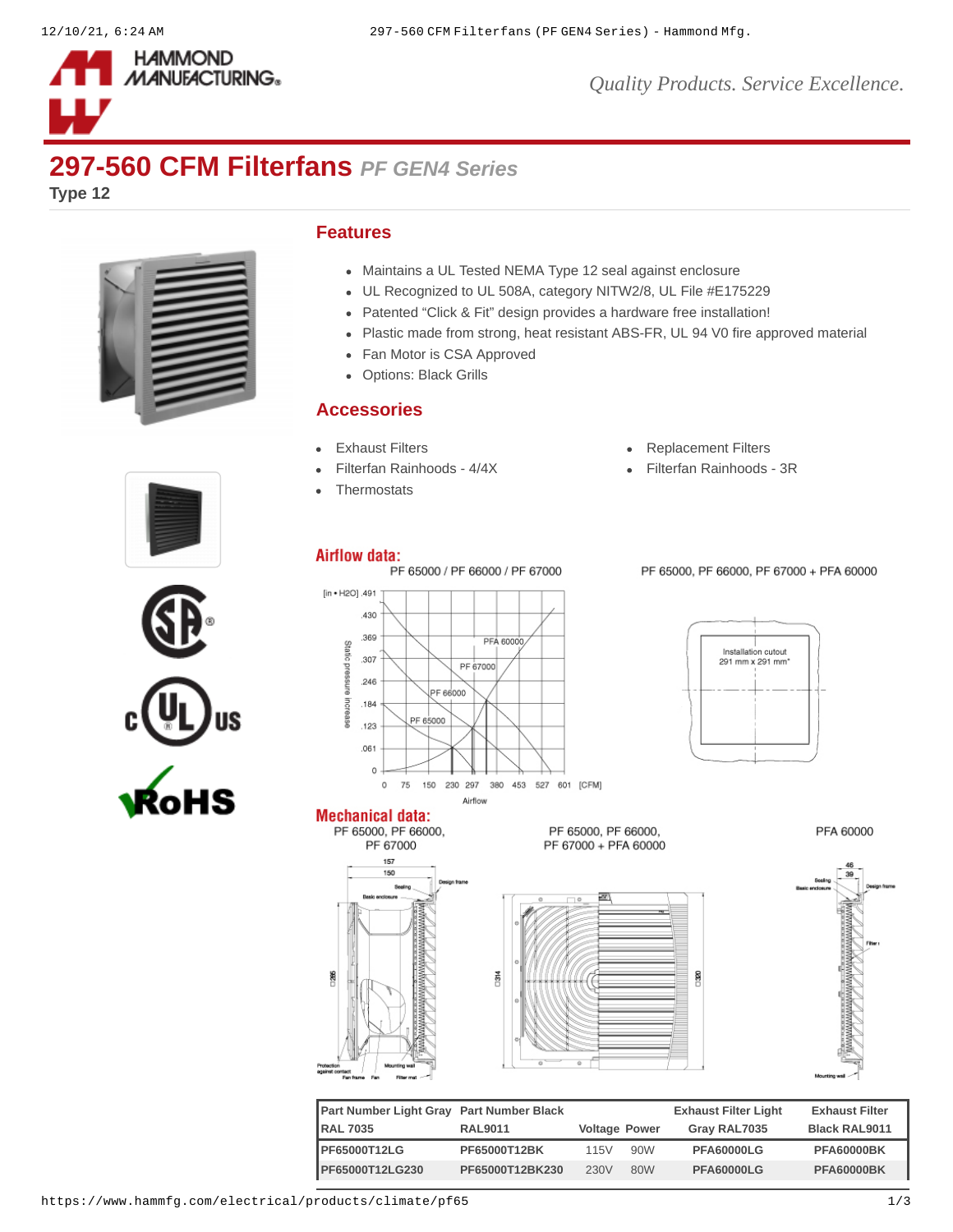# 297-560 CFM Filterfans *PF GEN4 Series*

**Type 12**

## Features

- Maintains a UL Tested NEMA Type 12 seal against enclosure
- UL Recognized to UL 508A, category NITW2/8, UL File #E175229
- Patented "Click & Fit" design provides a hardware free installation!
- Plastic made from strong, heat resistant ABS-FR, UL 94 V0 fire approved material
- Fan Motor is CSA Approved
- Options: Black Grills

## Accessories

- Exhaust Filters
- Filterfan Rainhoods - 4/4X
- Thermostats
- Replacement Filters
- Filterfan Rainhoods - 3R

## Airflow data:

PF 65000 / PF 66000 / PF 67000

PF 65000, PF 66000, PF 67000 + PFA 60000

Installation cutout 291 mm x 291 mm

## Mechanical data:

PF 65000, PF 66000, PF 67000

PF 65000, PF 66000, PF 67000 + PFA 60000

PFA 60000

| Part Number Light Gray RAL 7035 | Part Number Black RAL9011 | Voltage | Power | Exhaust Filter Light Gray RAL7035 | Exhaust Filter Black RAL9011 |
|---|---|---|---|---|---|
| PF65000T12LG | PF65000T12BK | 115V | 90W | PFA60000LG | PFA60000BK |
| PF65000T12LG230 | PF65000T12BK230 | 230V | 80W | PFA60000LG | PFA60000BK |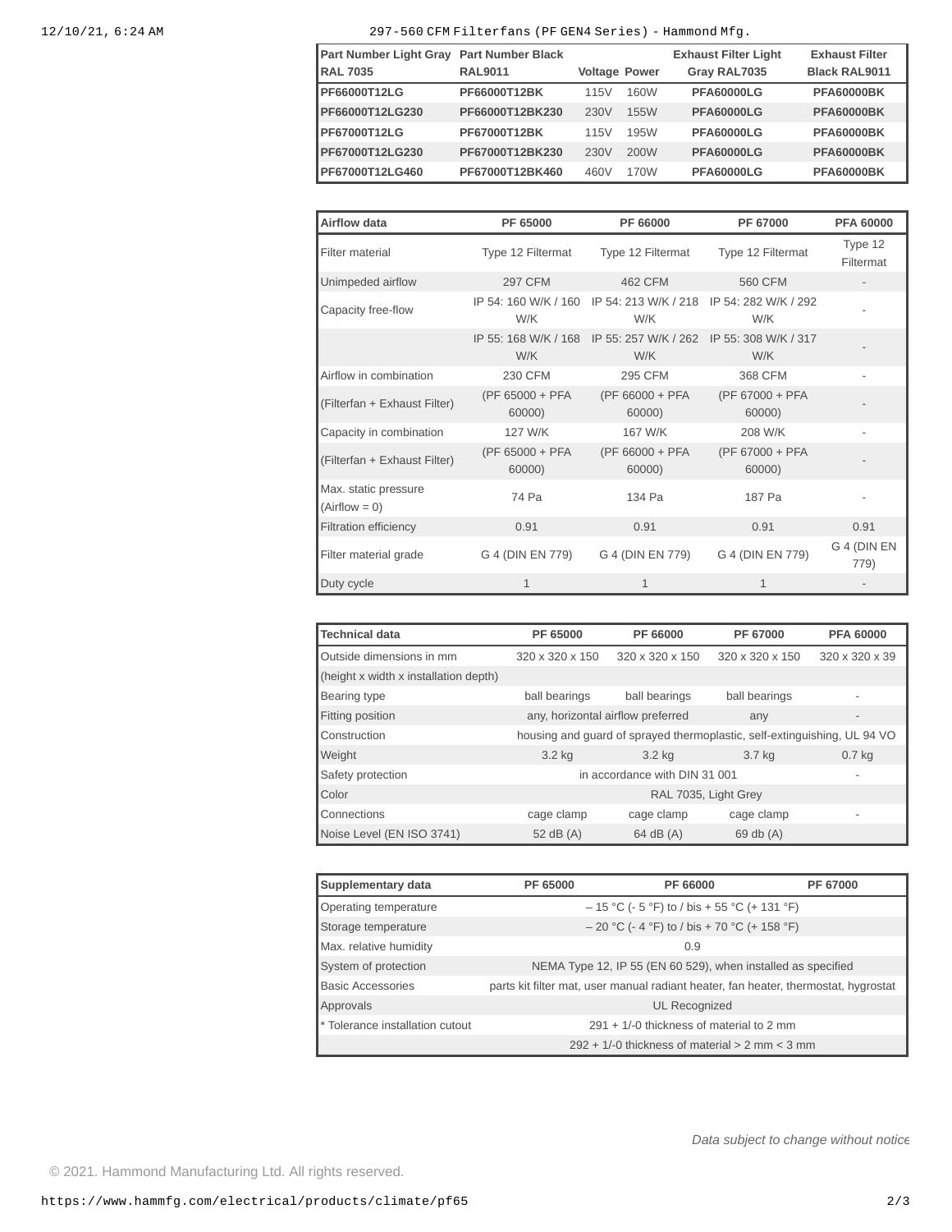| Part Number Light Gray RAL 7035 | Part Number Black RAL9011 | Voltage | Power | Exhaust Filter Light Gray RAL7035 | Exhaust Filter Black RAL9011 |
|---|---|---|---|---|---|
| PF66000T12LG | PF66000T12BK | 115V | 160W | PFA60000LG | PFA60000BK |
| PF66000T12LG230 | PF66000T12BK230 | 230V | 155W | PFA60000LG | PFA60000BK |
| PF67000T12LG | PF67000T12BK | 115V | 195W | PFA60000LG | PFA60000BK |
| PF67000T12LG230 | PF67000T12BK230 | 230V | 200W | PFA60000LG | PFA60000BK |
| PF67000T12LG460 | PF67000T12BK460 | 460V | 170W | PFA60000LG | PFA60000BK |

| Airflow data | PF 65000 | PF 66000 | PF 67000 | PFA 60000 |
|---|---|---|---|---|
| Filter material | Type 12 Filtermat | Type 12 Filtermat | Type 12 Filtermat | Type 12 Filtermat |
| Unimpeded airflow | 297 CFM | 462 CFM | 560 CFM | - |
| Capacity free-flow | IP 54: 160 W/K / 160 W/K | IP 54: 213 W/K / 218 W/K | IP 54: 282 W/K / 292 W/K | - |
| | IP 55: 168 W/K / 168 W/K | IP 55: 257 W/K / 262 W/K | IP 55: 308 W/K / 317 W/K | - |
| Airflow in combination | 230 CFM | 295 CFM | 368 CFM | - |
| (Filterfan + Exhaust Filter) | (PF 65000 + PFA 60000) | (PF 66000 + PFA 60000) | (PF 67000 + PFA 60000) | - |
| Capacity in combination | 127 W/K | 167 W/K | 208 W/K | - |
| (Filterfan + Exhaust Filter) | (PF 65000 + PFA 60000) | (PF 66000 + PFA 60000) | (PF 67000 + PFA 60000) | - |
| Max. static pressure (Airflow = 0) | 74 Pa | 134 Pa | 187 Pa | - |
| Filtration efficiency | 0.91 | 0.91 | 0.91 | 0.91 |
| Filter material grade | G 4 (DIN EN 779) | G 4 (DIN EN 779) | G 4 (DIN EN 779) | G 4 (DIN EN 779) |
| Duty cycle | 1 | 1 | 1 | - |

| Technical data | PF 65000 | PF 66000 | PF 67000 | PFA 60000 |
|---|---|---|---|---|
| Outside dimensions in mm | 320 x 320 x 150 | 320 x 320 x 150 | 320 x 320 x 150 | 320 x 320 x 39 |
| (height x width x installation depth) | | | | |
| Bearing type | ball bearings | ball bearings | ball bearings | - |
| Fitting position | any, horizontal airflow preferred | | any | - |
| Construction | housing and guard of sprayed thermoplastic, self-extinguishing, UL 94 VO | | | |
| Weight | 3.2 kg | 3.2 kg | 3.7 kg | 0.7 kg |
| Safety protection | in accordance with DIN 31 001 | | | - |
| Color | RAL 7035, Light Grey | | | |
| Connections | cage clamp | cage clamp | cage clamp | - |
| Noise Level (EN ISO 3741) | 52 dB (A) | 64 dB (A) | 69 db (A) | |

| Supplementary data | PF 65000 | PF 66000 | PF 67000 |
|---|---|---|---|
| Operating temperature | – 15 °C (- 5 °F) to / bis + 55 °C (+ 131 °F) | | |
| Storage temperature | – 20 °C (- 4 °F) to / bis + 70 °C (+ 158 °F) | | |
| Max. relative humidity | 0.9 | | |
| System of protection | NEMA Type 12, IP 55 (EN 60 529), when installed as specified | | |
| Basic Accessories | parts kit filter mat, user manual radiant heater, fan heater, thermostat, hygrostat | | |
| Approvals | UL Recognized | | |
| * Tolerance installation cutout | 291 + 1/-0 thickness of material to 2 mm | | |
| | 292 + 1/-0 thickness of material > 2 mm < 3 mm | | |

*Data subject to change without notice*

© 2021. Hammond Manufacturing Ltd. All rights reserved.